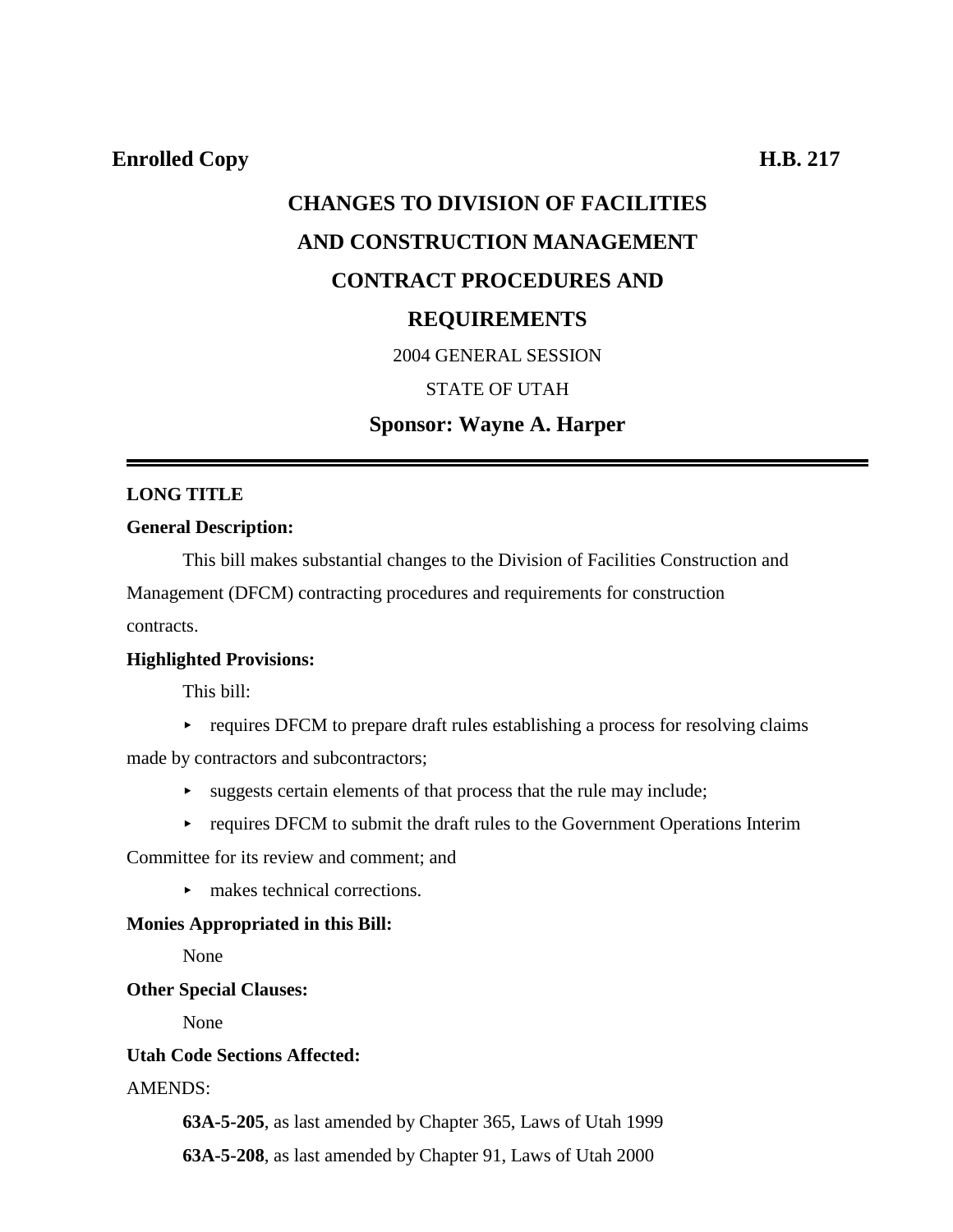**Enrolled Copy** **H.B. 217**

# CHANGES TO DIVISION OF FACILITIES AND CONSTRUCTION MANAGEMENT CONTRACT PROCEDURES AND REQUIREMENTS

2004 GENERAL SESSION

STATE OF UTAH

**Sponsor: Wayne A. Harper**

---

**LONG TITLE**

**General Description:**

This bill makes substantial changes to the Division of Facilities Construction and Management (DFCM) contracting procedures and requirements for construction contracts.

**Highlighted Provisions:**

This bill:

- requires DFCM to prepare draft rules establishing a process for resolving claims made by contractors and subcontractors;
- suggests certain elements of that process that the rule may include;
- requires DFCM to submit the draft rules to the Government Operations Interim Committee for its review and comment; and
- makes technical corrections.

**Monies Appropriated in this Bill:**

None

**Other Special Clauses:**

None

**Utah Code Sections Affected:**

AMENDS:

**63A-5-205**, as last amended by Chapter 365, Laws of Utah 1999

**63A-5-208**, as last amended by Chapter 91, Laws of Utah 2000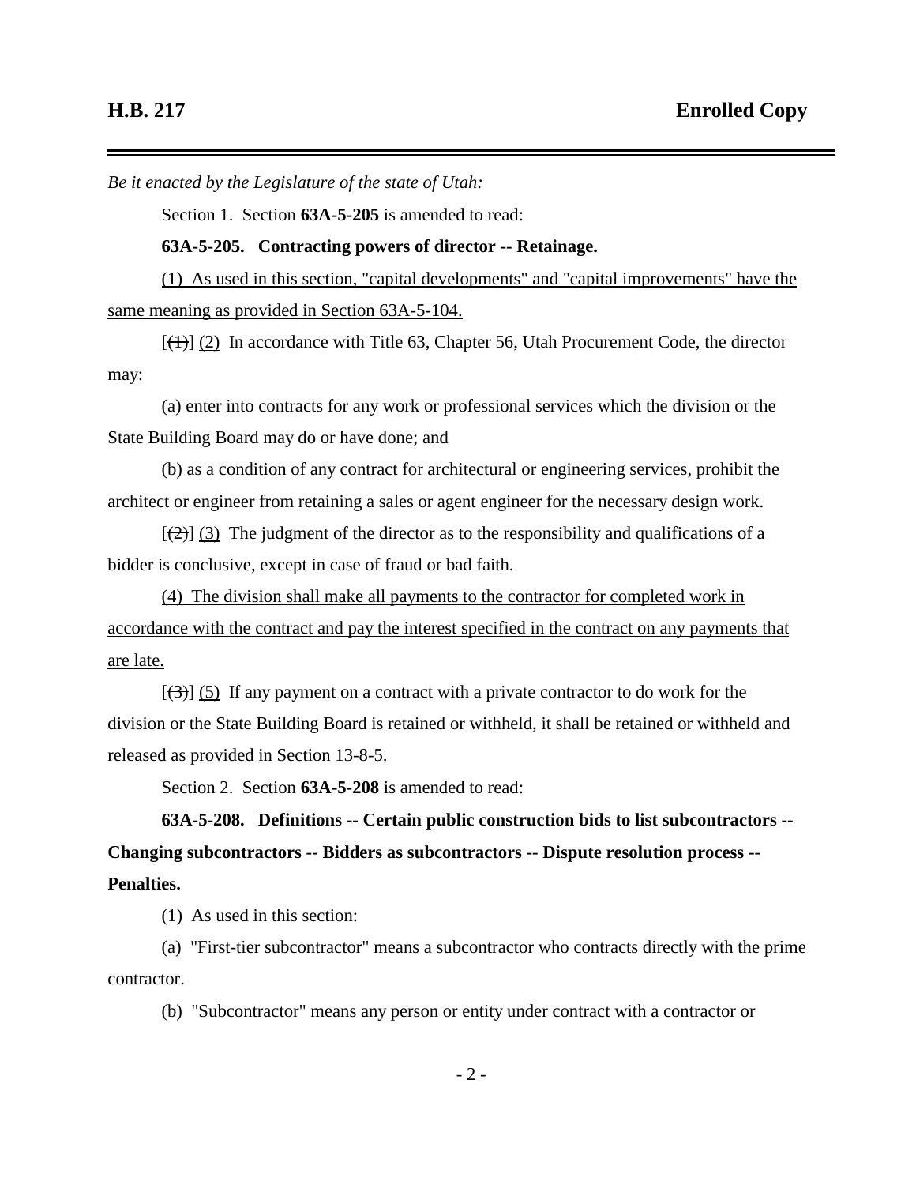*Be it enacted by the Legislature of the state of Utah:*

Section 1. Section **63A-5-205** is amended to read:

**63A-5-205. Contracting powers of director -- Retainage.**

(1) As used in this section, "capital developments" and "capital improvements" have the same meaning as provided in Section 63A-5-104.

[~~(1)~~] (2) In accordance with Title 63, Chapter 56, Utah Procurement Code, the director may:

(a) enter into contracts for any work or professional services which the division or the State Building Board may do or have done; and

(b) as a condition of any contract for architectural or engineering services, prohibit the architect or engineer from retaining a sales or agent engineer for the necessary design work.

[~~(2)~~] (3) The judgment of the director as to the responsibility and qualifications of a bidder is conclusive, except in case of fraud or bad faith.

(4) The division shall make all payments to the contractor for completed work in accordance with the contract and pay the interest specified in the contract on any payments that are late.

[~~(3)~~] (5) If any payment on a contract with a private contractor to do work for the division or the State Building Board is retained or withheld, it shall be retained or withheld and released as provided in Section 13-8-5.

Section 2. Section **63A-5-208** is amended to read:

**63A-5-208. Definitions -- Certain public construction bids to list subcontractors -- Changing subcontractors -- Bidders as subcontractors -- Dispute resolution process -- Penalties.**

(1) As used in this section:

(a) "First-tier subcontractor" means a subcontractor who contracts directly with the prime contractor.

(b) "Subcontractor" means any person or entity under contract with a contractor or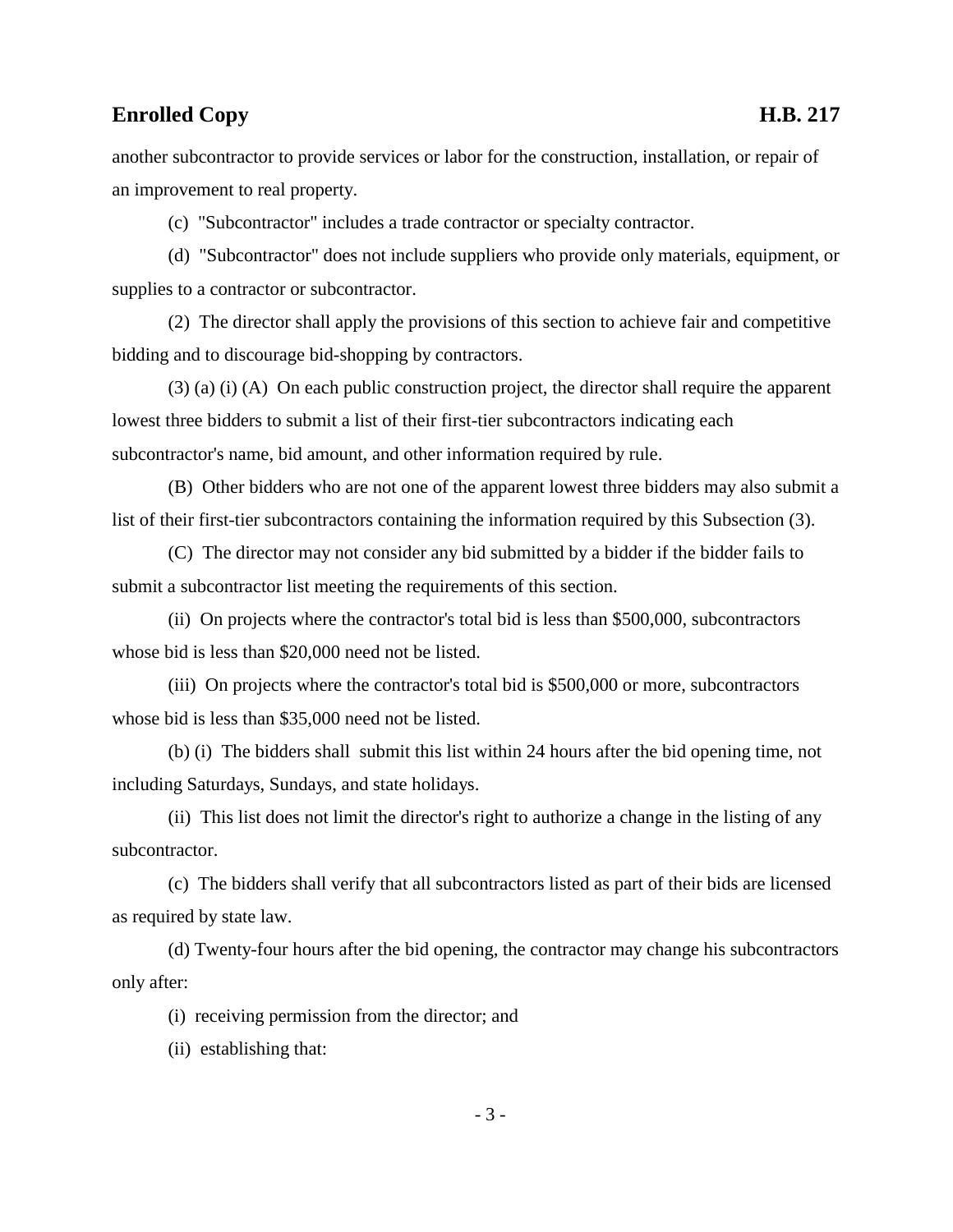another subcontractor to provide services or labor for the construction, installation, or repair of an improvement to real property.

(c) "Subcontractor" includes a trade contractor or specialty contractor.

(d) "Subcontractor" does not include suppliers who provide only materials, equipment, or supplies to a contractor or subcontractor.

(2) The director shall apply the provisions of this section to achieve fair and competitive bidding and to discourage bid-shopping by contractors.

(3) (a) (i) (A) On each public construction project, the director shall require the apparent lowest three bidders to submit a list of their first-tier subcontractors indicating each subcontractor's name, bid amount, and other information required by rule.

(B) Other bidders who are not one of the apparent lowest three bidders may also submit a list of their first-tier subcontractors containing the information required by this Subsection (3).

(C) The director may not consider any bid submitted by a bidder if the bidder fails to submit a subcontractor list meeting the requirements of this section.

(ii) On projects where the contractor's total bid is less than $500,000, subcontractors whose bid is less than $20,000 need not be listed.

(iii) On projects where the contractor's total bid is $500,000 or more, subcontractors whose bid is less than $35,000 need not be listed.

(b) (i) The bidders shall submit this list within 24 hours after the bid opening time, not including Saturdays, Sundays, and state holidays.

(ii) This list does not limit the director's right to authorize a change in the listing of any subcontractor.

(c) The bidders shall verify that all subcontractors listed as part of their bids are licensed as required by state law.

(d) Twenty-four hours after the bid opening, the contractor may change his subcontractors only after:

(i) receiving permission from the director; and

(ii) establishing that: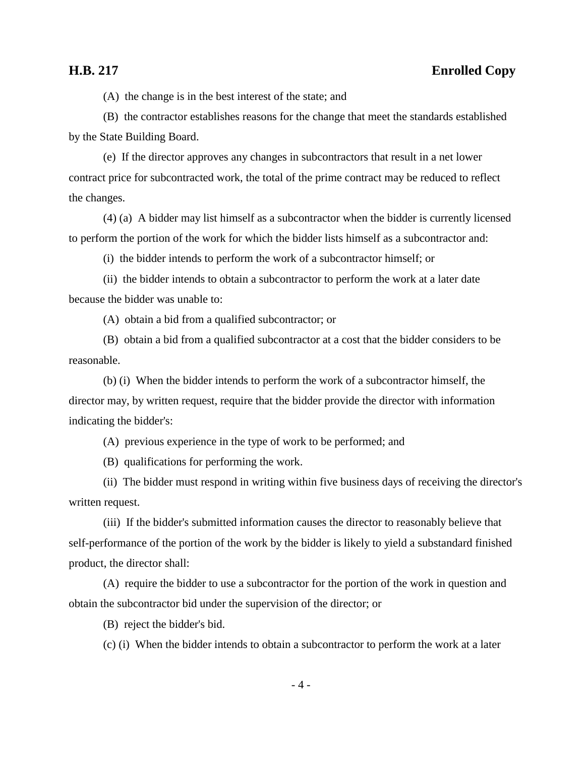(A) the change is in the best interest of the state; and

(B) the contractor establishes reasons for the change that meet the standards established by the State Building Board.

(e) If the director approves any changes in subcontractors that result in a net lower contract price for subcontracted work, the total of the prime contract may be reduced to reflect the changes.

(4) (a) A bidder may list himself as a subcontractor when the bidder is currently licensed to perform the portion of the work for which the bidder lists himself as a subcontractor and:

(i) the bidder intends to perform the work of a subcontractor himself; or

(ii) the bidder intends to obtain a subcontractor to perform the work at a later date because the bidder was unable to:

(A) obtain a bid from a qualified subcontractor; or

(B) obtain a bid from a qualified subcontractor at a cost that the bidder considers to be reasonable.

(b) (i) When the bidder intends to perform the work of a subcontractor himself, the director may, by written request, require that the bidder provide the director with information indicating the bidder's:

(A) previous experience in the type of work to be performed; and

(B) qualifications for performing the work.

(ii) The bidder must respond in writing within five business days of receiving the director's written request.

(iii) If the bidder's submitted information causes the director to reasonably believe that self-performance of the portion of the work by the bidder is likely to yield a substandard finished product, the director shall:

(A) require the bidder to use a subcontractor for the portion of the work in question and obtain the subcontractor bid under the supervision of the director; or

(B) reject the bidder's bid.

(c) (i) When the bidder intends to obtain a subcontractor to perform the work at a later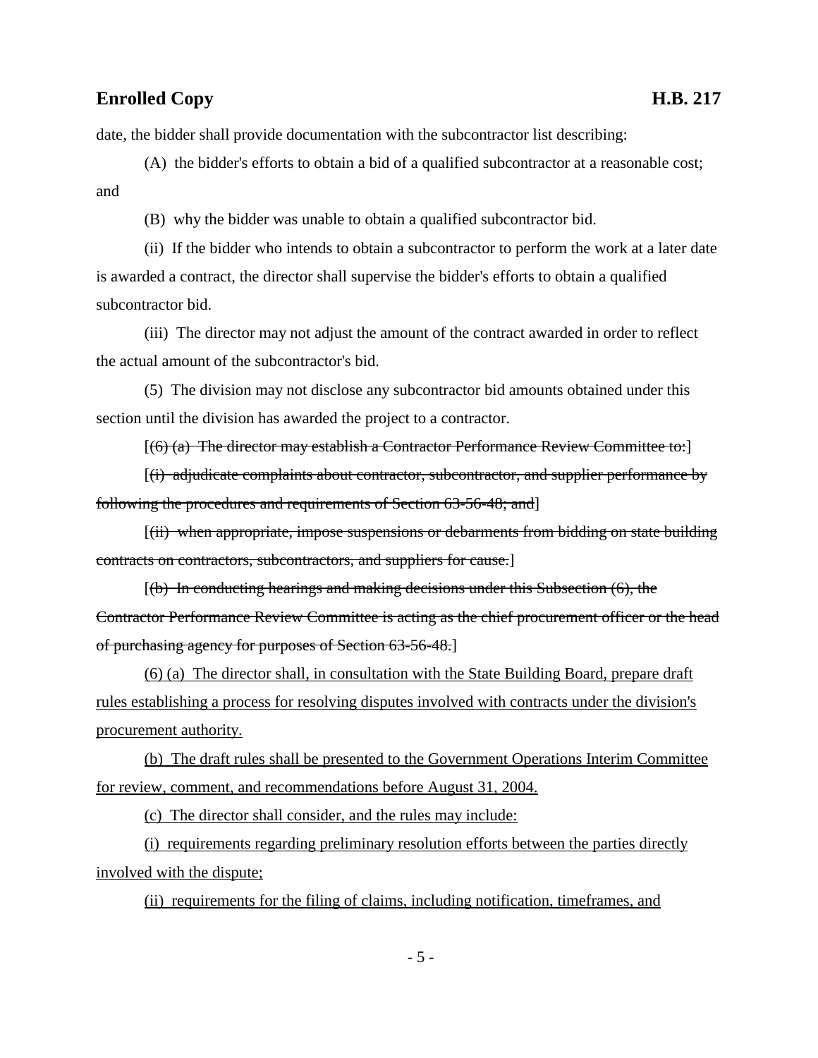date, the bidder shall provide documentation with the subcontractor list describing:

(A) the bidder's efforts to obtain a bid of a qualified subcontractor at a reasonable cost; and

(B) why the bidder was unable to obtain a qualified subcontractor bid.

(ii) If the bidder who intends to obtain a subcontractor to perform the work at a later date is awarded a contract, the director shall supervise the bidder's efforts to obtain a qualified subcontractor bid.

(iii) The director may not adjust the amount of the contract awarded in order to reflect the actual amount of the subcontractor's bid.

(5) The division may not disclose any subcontractor bid amounts obtained under this section until the division has awarded the project to a contractor.

[~~(6) (a) The director may establish a Contractor Performance Review Committee to:~~]

[~~(i) adjudicate complaints about contractor, subcontractor, and supplier performance by following the procedures and requirements of Section 63-56-48; and~~]

[~~(ii) when appropriate, impose suspensions or debarments from bidding on state building contracts on contractors, subcontractors, and suppliers for cause.~~]

[~~(b) In conducting hearings and making decisions under this Subsection (6), the Contractor Performance Review Committee is acting as the chief procurement officer or the head of purchasing agency for purposes of Section 63-56-48.~~]

<u>(6) (a) The director shall, in consultation with the State Building Board, prepare draft rules establishing a process for resolving disputes involved with contracts under the division's procurement authority.</u>

<u>(b) The draft rules shall be presented to the Government Operations Interim Committee for review, comment, and recommendations before August 31, 2004.</u>

<u>(c) The director shall consider, and the rules may include:</u>

<u>(i) requirements regarding preliminary resolution efforts between the parties directly involved with the dispute;</u>

<u>(ii) requirements for the filing of claims, including notification, timeframes, and</u>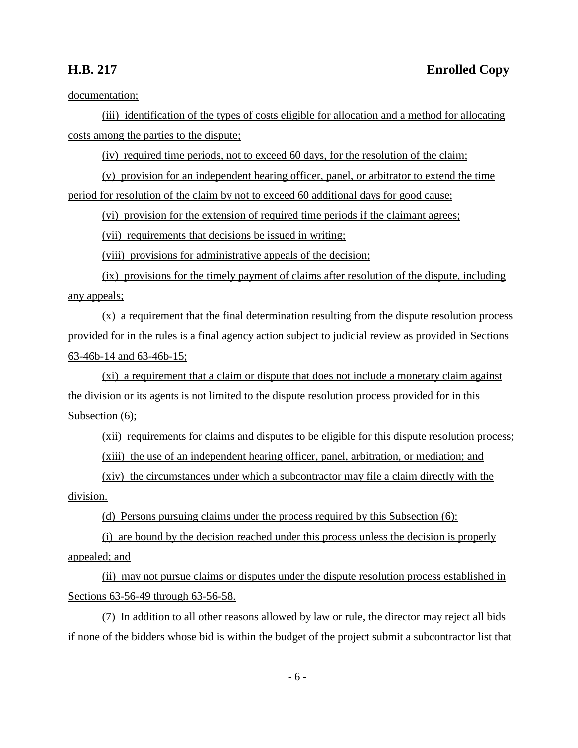documentation;

(iii) identification of the types of costs eligible for allocation and a method for allocating costs among the parties to the dispute;

(iv) required time periods, not to exceed 60 days, for the resolution of the claim;

(v) provision for an independent hearing officer, panel, or arbitrator to extend the time period for resolution of the claim by not to exceed 60 additional days for good cause;

(vi) provision for the extension of required time periods if the claimant agrees;

(vii) requirements that decisions be issued in writing;

(viii) provisions for administrative appeals of the decision;

(ix) provisions for the timely payment of claims after resolution of the dispute, including any appeals;

(x) a requirement that the final determination resulting from the dispute resolution process provided for in the rules is a final agency action subject to judicial review as provided in Sections 63-46b-14 and 63-46b-15;

(xi) a requirement that a claim or dispute that does not include a monetary claim against the division or its agents is not limited to the dispute resolution process provided for in this Subsection (6);

(xii) requirements for claims and disputes to be eligible for this dispute resolution process;

(xiii) the use of an independent hearing officer, panel, arbitration, or mediation; and

(xiv) the circumstances under which a subcontractor may file a claim directly with the division.

(d) Persons pursuing claims under the process required by this Subsection (6):

(i) are bound by the decision reached under this process unless the decision is properly appealed; and

(ii) may not pursue claims or disputes under the dispute resolution process established in Sections 63-56-49 through 63-56-58.

(7) In addition to all other reasons allowed by law or rule, the director may reject all bids if none of the bidders whose bid is within the budget of the project submit a subcontractor list that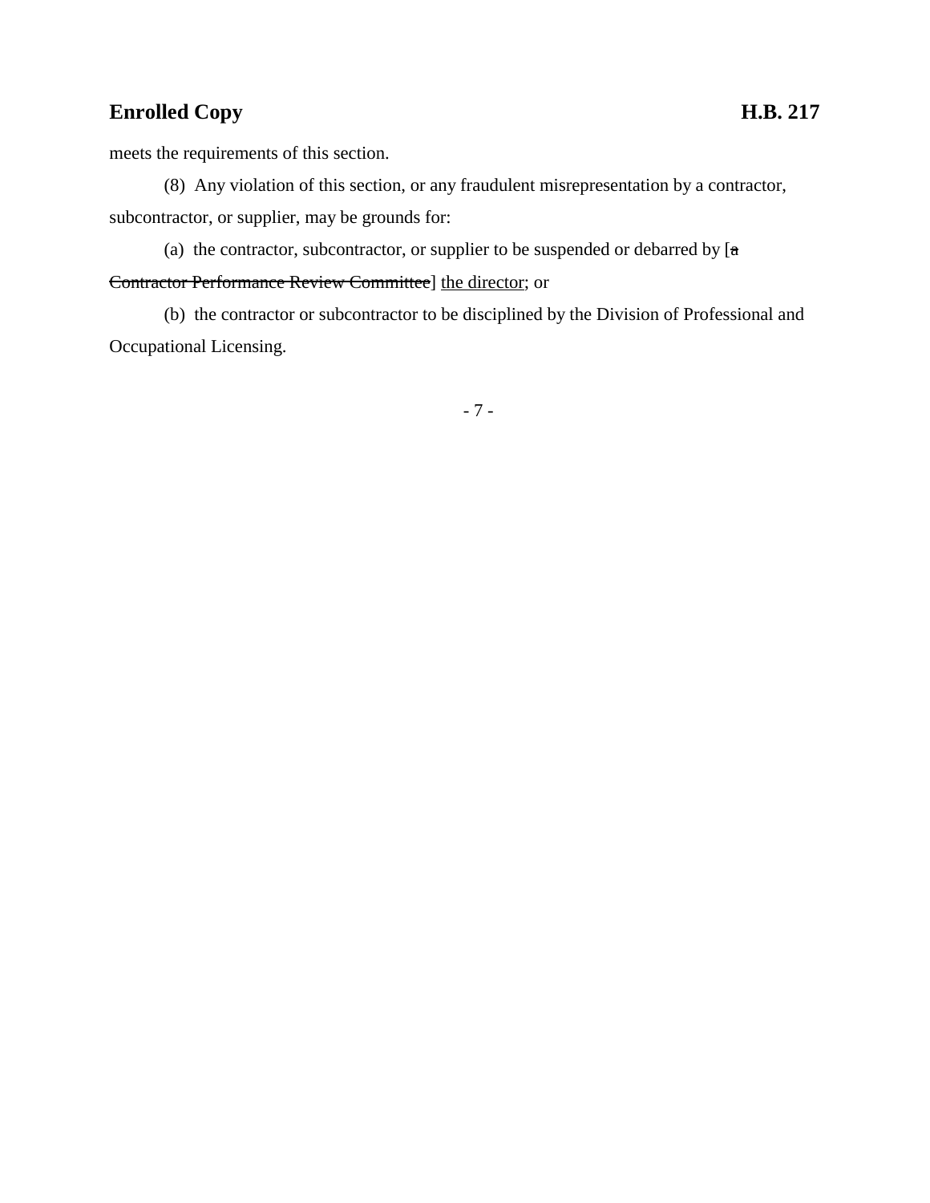meets the requirements of this section.

(8) Any violation of this section, or any fraudulent misrepresentation by a contractor, subcontractor, or supplier, may be grounds for:

(a) the contractor, subcontractor, or supplier to be suspended or debarred by [~~a Contractor Performance Review Committee~~] <u>the director</u>; or

(b) the contractor or subcontractor to be disciplined by the Division of Professional and Occupational Licensing.